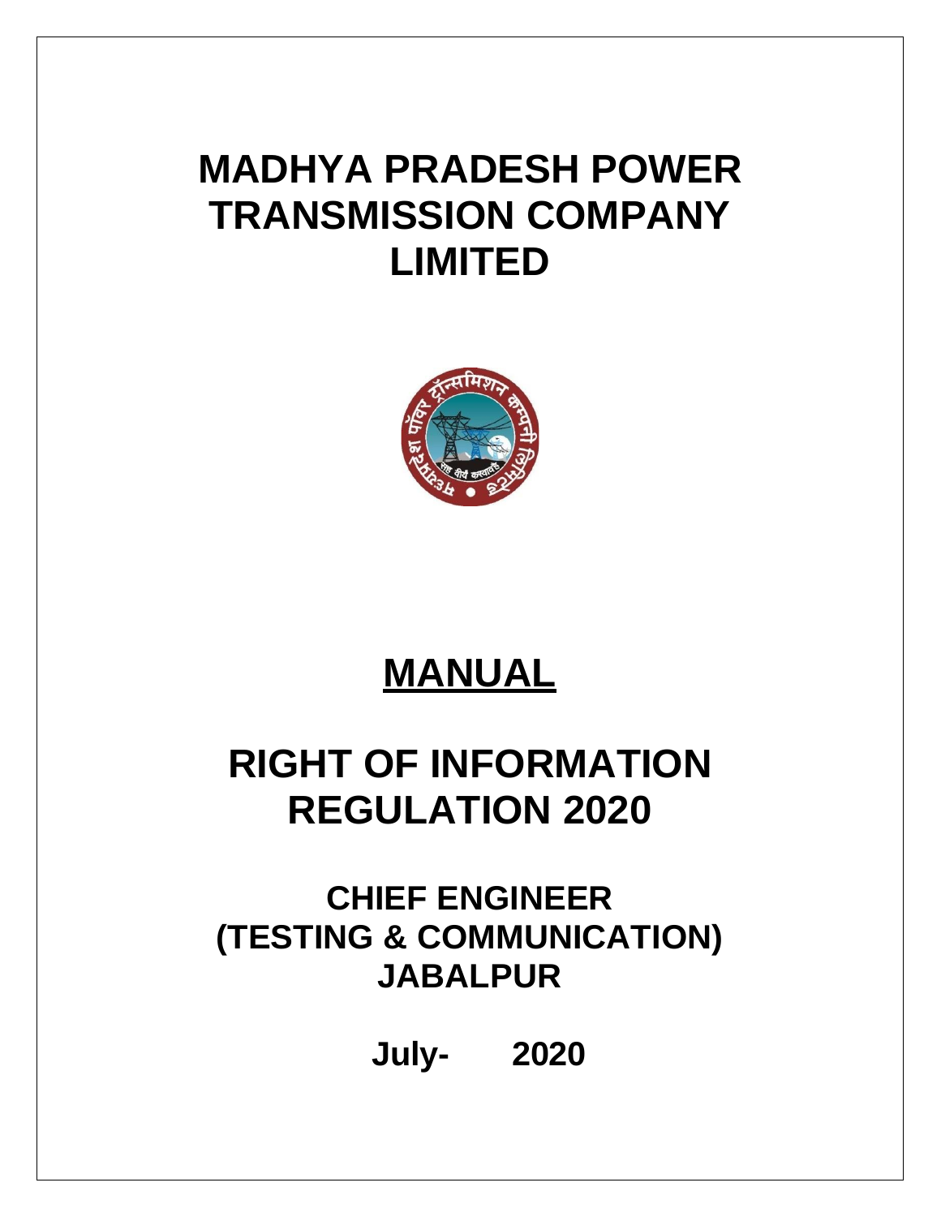# MADHYA PRADESH POWER TRANSMISSION COMPANY LIMITED

# MANUAL

# RIGHT OF INFORMATION REGULATION 2020

## CHIEF ENGINEER (TESTING & COMMUNICATION) JABALPUR

**July- 2020**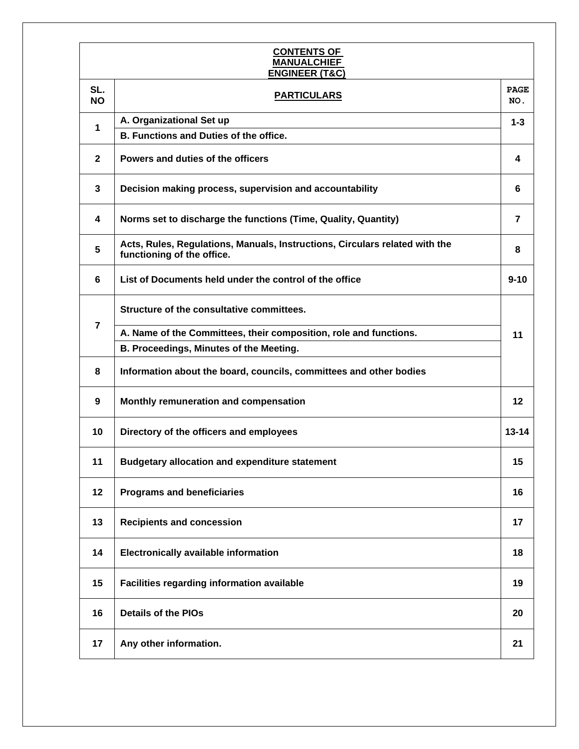**CONTENTS OF MANUALCHIEF ENGINEER (T&C)**

| SL. NO | PARTICULARS | PAGE NO. |
|---|---|---|
| 1 | A. Organizational Set up | 1-3 |
| | B. Functions and Duties of the office. | |
| 2 | Powers and duties of the officers | 4 |
| 3 | Decision making process, supervision and accountability | 6 |
| 4 | Norms set to discharge the functions (Time, Quality, Quantity) | 7 |
| 5 | Acts, Rules, Regulations, Manuals, Instructions, Circulars related with the functioning of the office. | 8 |
| 6 | List of Documents held under the control of the office | 9-10 |
| 7 | Structure of the consultative committees. | 11 |
| | A. Name of the Committees, their composition, role and functions. | |
| | B. Proceedings, Minutes of the Meeting. | |
| 8 | Information about the board, councils, committees and other bodies | |
| 9 | Monthly remuneration and compensation | 12 |
| 10 | Directory of the officers and employees | 13-14 |
| 11 | Budgetary allocation and expenditure statement | 15 |
| 12 | Programs and beneficiaries | 16 |
| 13 | Recipients and concession | 17 |
| 14 | Electronically available information | 18 |
| 15 | Facilities regarding information available | 19 |
| 16 | Details of the PIOs | 20 |
| 17 | Any other information. | 21 |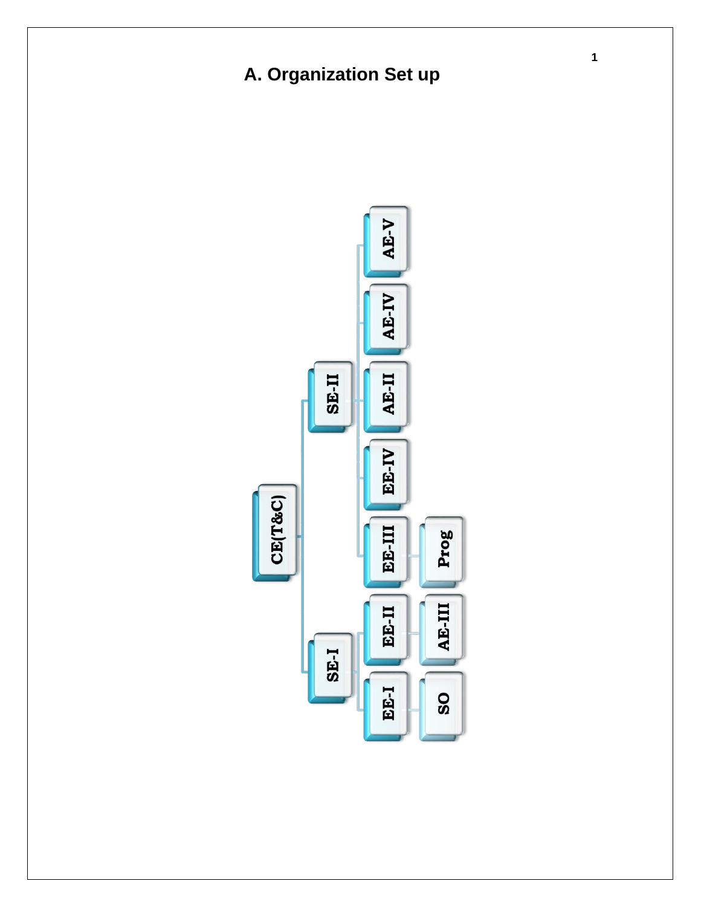## A. Organization Set up

- CE(T&C)
  - SE-I
    - EE-I
      - SO
    - EE-II
      - AE-III
  - SE-II
    - EE-III
      - Prog
    - EE-IV
    - AE-II
    - AE-IV
    - AE-V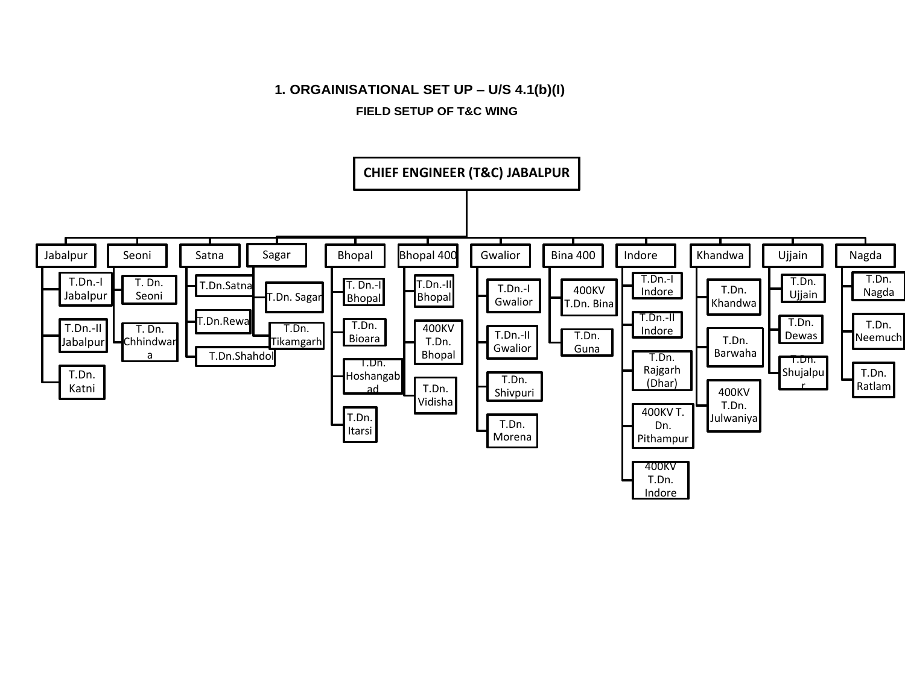**1. ORGAINISATIONAL SET UP – U/S 4.1(b)(I)**

**FIELD SETUP OF T&C WING**

**CHIEF ENGINEER (T&C) JABALPUR**

- **Jabalpur**
  - T.Dn.-I Jabalpur
  - T.Dn.-II Jabalpur
  - T.Dn. Katni
- **Seoni**
  - T. Dn. Seoni
  - T. Dn. Chhindwara
- **Satna**
  - T.Dn.Satna
  - T.Dn.Rewa
  - T.Dn.Shahdol
- **Sagar**
  - T.Dn. Sagar
  - T.Dn. Tikamgarh
- **Bhopal**
  - T. Dn.-I Bhopal
  - T.Dn. Bioara
  - T.Dn. Hoshangabad
  - T.Dn. Itarsi
- **Bhopal 400**
  - T.Dn.-II Bhopal
  - 400KV T.Dn. Bhopal
  - T.Dn. Vidisha
- **Gwalior**
  - T.Dn.-I Gwalior
  - T.Dn.-II Gwalior
  - T.Dn. Shivpuri
  - T.Dn. Morena
- **Bina 400**
  - 400KV T.Dn. Bina
  - T.Dn. Guna
- **Indore**
  - T.Dn.-I Indore
  - T.Dn.-II Indore
  - T.Dn. Rajgarh (Dhar)
  - 400KV T. Dn. Pithampur
  - 400KV T.Dn. Indore
- **Khandwa**
  - T.Dn. Khandwa
  - T.Dn. Barwaha
  - 400KV T.Dn. Julwaniya
- **Ujjain**
  - T.Dn. Ujjain
  - T.Dn. Dewas
  - T.Dn. Shujalpur
- **Nagda**
  - T.Dn. Nagda
  - T.Dn. Neemuch
  - T.Dn. Ratlam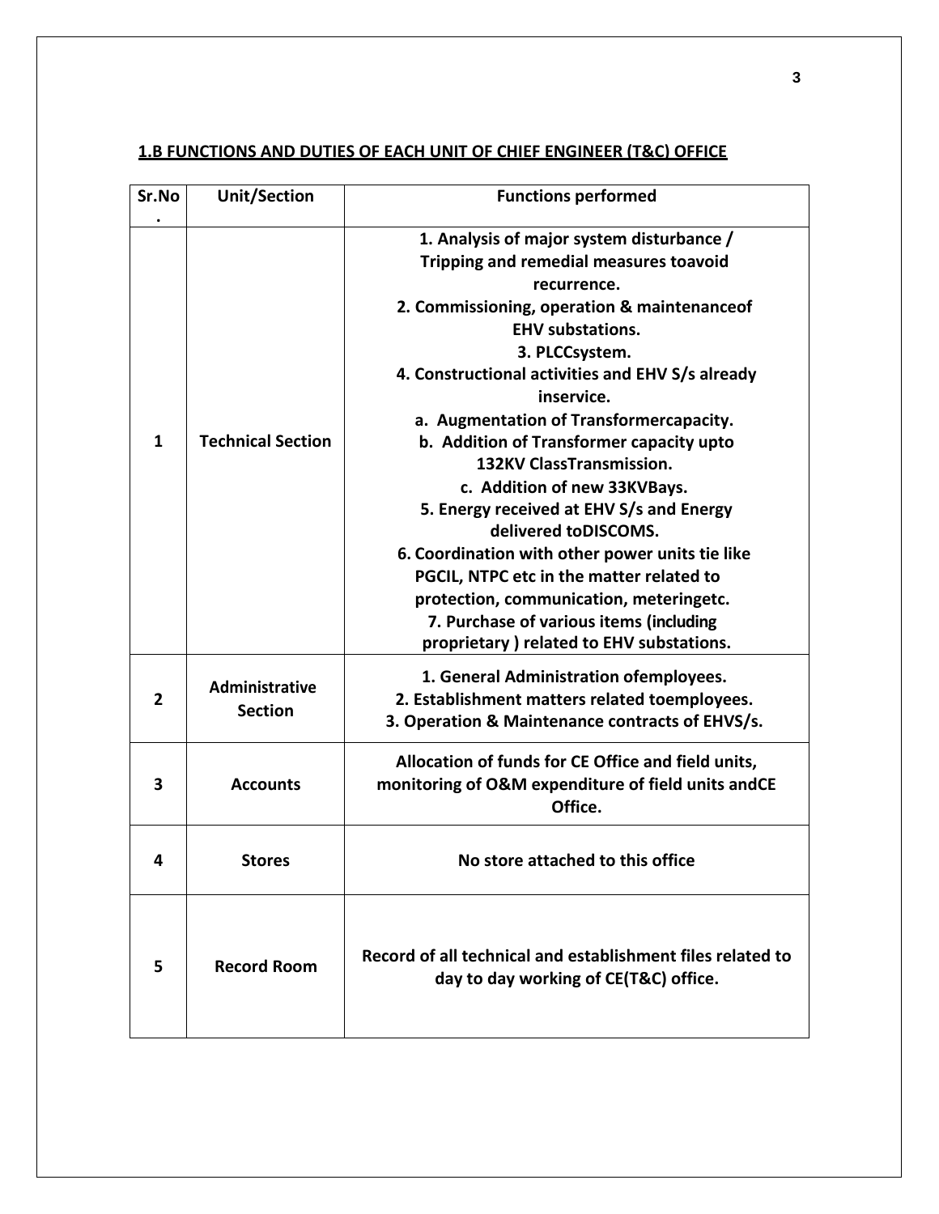## 1.B FUNCTIONS AND DUTIES OF EACH UNIT OF CHIEF ENGINEER (T&C) OFFICE

| Sr.No. | Unit/Section | Functions performed |
|---|---|---|
| 1 | Technical Section | 1. Analysis of major system disturbance / Tripping and remedial measures toavoid recurrence.<br>2. Commissioning, operation & maintenanceof EHV substations.<br>3. PLCCsystem.<br>4. Constructional activities and EHV S/s already inservice.<br>a. Augmentation of Transformercapacity.<br>b. Addition of Transformer capacity upto 132KV ClassTransmission.<br>c. Addition of new 33KVBays.<br>5. Energy received at EHV S/s and Energy delivered toDISCOMS.<br>6. Coordination with other power units tie like PGCIL, NTPC etc in the matter related to protection, communication, meteringetc.<br>7. Purchase of various items (including proprietary ) related to EHV substations. |
| 2 | Administrative Section | 1. General Administration ofemployees.<br>2. Establishment matters related toemployees.<br>3. Operation & Maintenance contracts of EHVS/s. |
| 3 | Accounts | Allocation of funds for CE Office and field units, monitoring of O&M expenditure of field units andCE Office. |
| 4 | Stores | No store attached to this office |
| 5 | Record Room | Record of all technical and establishment files related to day to day working of CE(T&C) office. |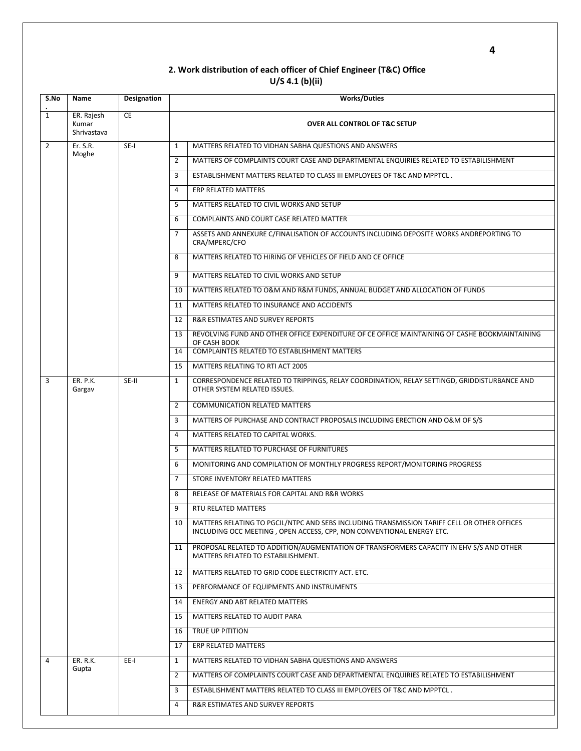## 2. Work distribution of each officer of Chief Engineer (T&C) Office
### U/S 4.1 (b)(ii)

| S.No. | Name | Designation | | Works/Duties |
|---|---|---|---|---|
| 1 | ER. Rajesh Kumar Shrivastava | CE | | **OVER ALL CONTROL OF T&C SETUP** |
| 2 | Er. S.R. Moghe | SE-I | 1 | MATTERS RELATED TO VIDHAN SABHA QUESTIONS AND ANSWERS |
| | | | 2 | MATTERS OF COMPLAINTS COURT CASE AND DEPARTMENTAL ENQUIRIES RELATED TO ESTABILISHMENT |
| | | | 3 | ESTABLISHMENT MATTERS RELATED TO CLASS III EMPLOYEES OF T&C AND MPPTCL . |
| | | | 4 | ERP RELATED MATTERS |
| | | | 5 | MATTERS RELATED TO CIVIL WORKS AND SETUP |
| | | | 6 | COMPLAINTS AND COURT CASE RELATED MATTER |
| | | | 7 | ASSETS AND ANNEXURE C/FINALISATION OF ACCOUNTS INCLUDING DEPOSITE WORKS ANDREPORTING TO CRA/MPERC/CFO |
| | | | 8 | MATTERS RELATED TO HIRING OF VEHICLES OF FIELD AND CE OFFICE |
| | | | 9 | MATTERS RELATED TO CIVIL WORKS AND SETUP |
| | | | 10 | MATTERS RELATED TO O&M AND R&M FUNDS, ANNUAL BUDGET AND ALLOCATION OF FUNDS |
| | | | 11 | MATTERS RELATED TO INSURANCE AND ACCIDENTS |
| | | | 12 | R&R ESTIMATES AND SURVEY REPORTS |
| | | | 13 | REVOLVING FUND AND OTHER OFFICE EXPENDITURE OF CE OFFICE MAINTAINING OF CASHE BOOKMAINTAINING OF CASH BOOK |
| | | | 14 | COMPLAINTES RELATED TO ESTABLISHMENT MATTERS |
| | | | 15 | MATTERS RELATING TO RTI ACT 2005 |
| 3 | ER. P.K. Gargav | SE-II | 1 | CORRESPONDENCE RELATED TO TRIPPINGS, RELAY COORDINATION, RELAY SETTINGD, GRIDDISTURBANCE AND OTHER SYSTEM RELATED ISSUES. |
| | | | 2 | COMMUNICATION RELATED MATTERS |
| | | | 3 | MATTERS OF PURCHASE AND CONTRACT PROPOSALS INCLUDING ERECTION AND O&M OF S/S |
| | | | 4 | MATTERS RELATED TO CAPITAL WORKS. |
| | | | 5 | MATTERS RELATED TO PURCHASE OF FURNITURES |
| | | | 6 | MONITORING AND COMPILATION OF MONTHLY PROGRESS REPORT/MONITORING PROGRESS |
| | | | 7 | STORE INVENTORY RELATED MATTERS |
| | | | 8 | RELEASE OF MATERIALS FOR CAPITAL AND R&R WORKS |
| | | | 9 | RTU RELATED MATTERS |
| | | | 10 | MATTERS RELATING TO PGCIL/NTPC AND SEBS INCLUDING TRANSMISSION TARIFF CELL OR OTHER OFFICES INCLUDING OCC MEETING , OPEN ACCESS, CPP, NON CONVENTIONAL ENERGY ETC. |
| | | | 11 | PROPOSAL RELATED TO ADDITION/AUGMENTATION OF TRANSFORMERS CAPACITY IN EHV S/S AND OTHER MATTERS RELATED TO ESTABILISHMENT. |
| | | | 12 | MATTERS RELATED TO GRID CODE ELECTRICITY ACT. ETC. |
| | | | 13 | PERFORMANCE OF EQUIPMENTS AND INSTRUMENTS |
| | | | 14 | ENERGY AND ABT RELATED MATTERS |
| | | | 15 | MATTERS RELATED TO AUDIT PARA |
| | | | 16 | TRUE UP PITITION |
| | | | 17 | ERP RELATED MATTERS |
| 4 | ER. R.K. Gupta | EE-I | 1 | MATTERS RELATED TO VIDHAN SABHA QUESTIONS AND ANSWERS |
| | | | 2 | MATTERS OF COMPLAINTS COURT CASE AND DEPARTMENTAL ENQUIRIES RELATED TO ESTABILISHMENT |
| | | | 3 | ESTABLISHMENT MATTERS RELATED TO CLASS III EMPLOYEES OF T&C AND MPPTCL . |
| | | | 4 | R&R ESTIMATES AND SURVEY REPORTS |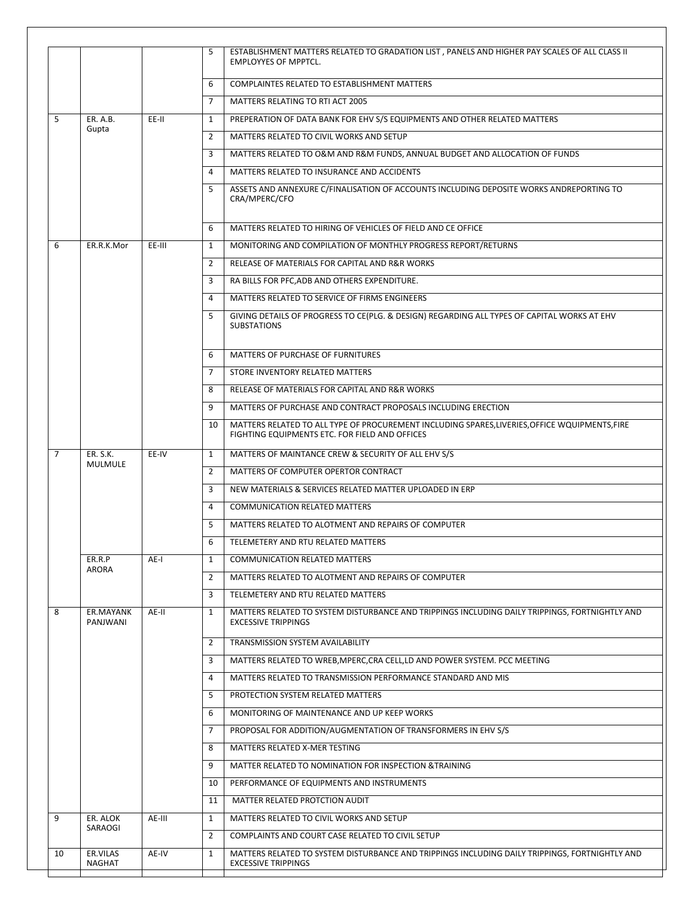| | | | | |
|---|---|---|---|---|
| | | | 5 | ESTABLISHMENT MATTERS RELATED TO GRADATION LIST , PANELS AND HIGHER PAY SCALES OF ALL CLASS II EMPLOYYES OF MPPTCL. |
| | | | 6 | COMPLAINTES RELATED TO ESTABLISHMENT MATTERS |
| | | | 7 | MATTERS RELATING TO RTI ACT 2005 |
| 5 | ER. A.B. Gupta | EE-II | 1 | PREPERATION OF DATA BANK FOR EHV S/S EQUIPMENTS AND OTHER RELATED MATTERS |
| | | | 2 | MATTERS RELATED TO CIVIL WORKS AND SETUP |
| | | | 3 | MATTERS RELATED TO O&M AND R&M FUNDS, ANNUAL BUDGET AND ALLOCATION OF FUNDS |
| | | | 4 | MATTERS RELATED TO INSURANCE AND ACCIDENTS |
| | | | 5 | ASSETS AND ANNEXURE C/FINALISATION OF ACCOUNTS INCLUDING DEPOSITE WORKS ANDREPORTING TO CRA/MPERC/CFO |
| | | | 6 | MATTERS RELATED TO HIRING OF VEHICLES OF FIELD AND CE OFFICE |
| 6 | ER.R.K.Mor | EE-III | 1 | MONITORING AND COMPILATION OF MONTHLY PROGRESS REPORT/RETURNS |
| | | | 2 | RELEASE OF MATERIALS FOR CAPITAL AND R&R WORKS |
| | | | 3 | RA BILLS FOR PFC,ADB AND OTHERS EXPENDITURE. |
| | | | 4 | MATTERS RELATED TO SERVICE OF FIRMS ENGINEERS |
| | | | 5 | GIVING DETAILS OF PROGRESS TO CE(PLG. & DESIGN) REGARDING ALL TYPES OF CAPITAL WORKS AT EHV SUBSTATIONS |
| | | | 6 | MATTERS OF PURCHASE OF FURNITURES |
| | | | 7 | STORE INVENTORY RELATED MATTERS |
| | | | 8 | RELEASE OF MATERIALS FOR CAPITAL AND R&R WORKS |
| | | | 9 | MATTERS OF PURCHASE AND CONTRACT PROPOSALS INCLUDING ERECTION |
| | | | 10 | MATTERS RELATED TO ALL TYPE OF PROCUREMENT INCLUDING SPARES,LIVERIES,OFFICE WQUIPMENTS,FIRE FIGHTING EQUIPMENTS ETC. FOR FIELD AND OFFICES |
| 7 | ER. S.K. MULMULE | EE-IV | 1 | MATTERS OF MAINTANCE CREW & SECURITY OF ALL EHV S/S |
| | | | 2 | MATTERS OF COMPUTER OPERTOR CONTRACT |
| | | | 3 | NEW MATERIALS & SERVICES RELATED MATTER UPLOADED IN ERP |
| | | | 4 | COMMUNICATION RELATED MATTERS |
| | | | 5 | MATTERS RELATED TO ALOTMENT AND REPAIRS OF COMPUTER |
| | | | 6 | TELEMETERY AND RTU RELATED MATTERS |
| | ER.R.P ARORA | AE-I | 1 | COMMUNICATION RELATED MATTERS |
| | | | 2 | MATTERS RELATED TO ALOTMENT AND REPAIRS OF COMPUTER |
| | | | 3 | TELEMETERY AND RTU RELATED MATTERS |
| 8 | ER.MAYANK PANJWANI | AE-II | 1 | MATTERS RELATED TO SYSTEM DISTURBANCE AND TRIPPINGS INCLUDING DAILY TRIPPINGS, FORTNIGHTLY AND EXCESSIVE TRIPPINGS |
| | | | 2 | TRANSMISSION SYSTEM AVAILABILITY |
| | | | 3 | MATTERS RELATED TO WREB,MPERC,CRA CELL,LD AND POWER SYSTEM. PCC MEETING |
| | | | 4 | MATTERS RELATED TO TRANSMISSION PERFORMANCE STANDARD AND MIS |
| | | | 5 | PROTECTION SYSTEM RELATED MATTERS |
| | | | 6 | MONITORING OF MAINTENANCE AND UP KEEP WORKS |
| | | | 7 | PROPOSAL FOR ADDITION/AUGMENTATION OF TRANSFORMERS IN EHV S/S |
| | | | 8 | MATTERS RELATED X-MER TESTING |
| | | | 9 | MATTER RELATED TO NOMINATION FOR INSPECTION &TRAINING |
| | | | 10 | PERFORMANCE OF EQUIPMENTS AND INSTRUMENTS |
| | | | 11 | MATTER RELATED PROTCTION AUDIT |
| 9 | ER. ALOK SARAOGI | AE-III | 1 | MATTERS RELATED TO CIVIL WORKS AND SETUP |
| | | | 2 | COMPLAINTS AND COURT CASE RELATED TO CIVIL SETUP |
| 10 | ER.VILAS NAGHAT | AE-IV | 1 | MATTERS RELATED TO SYSTEM DISTURBANCE AND TRIPPINGS INCLUDING DAILY TRIPPINGS, FORTNIGHTLY AND EXCESSIVE TRIPPINGS |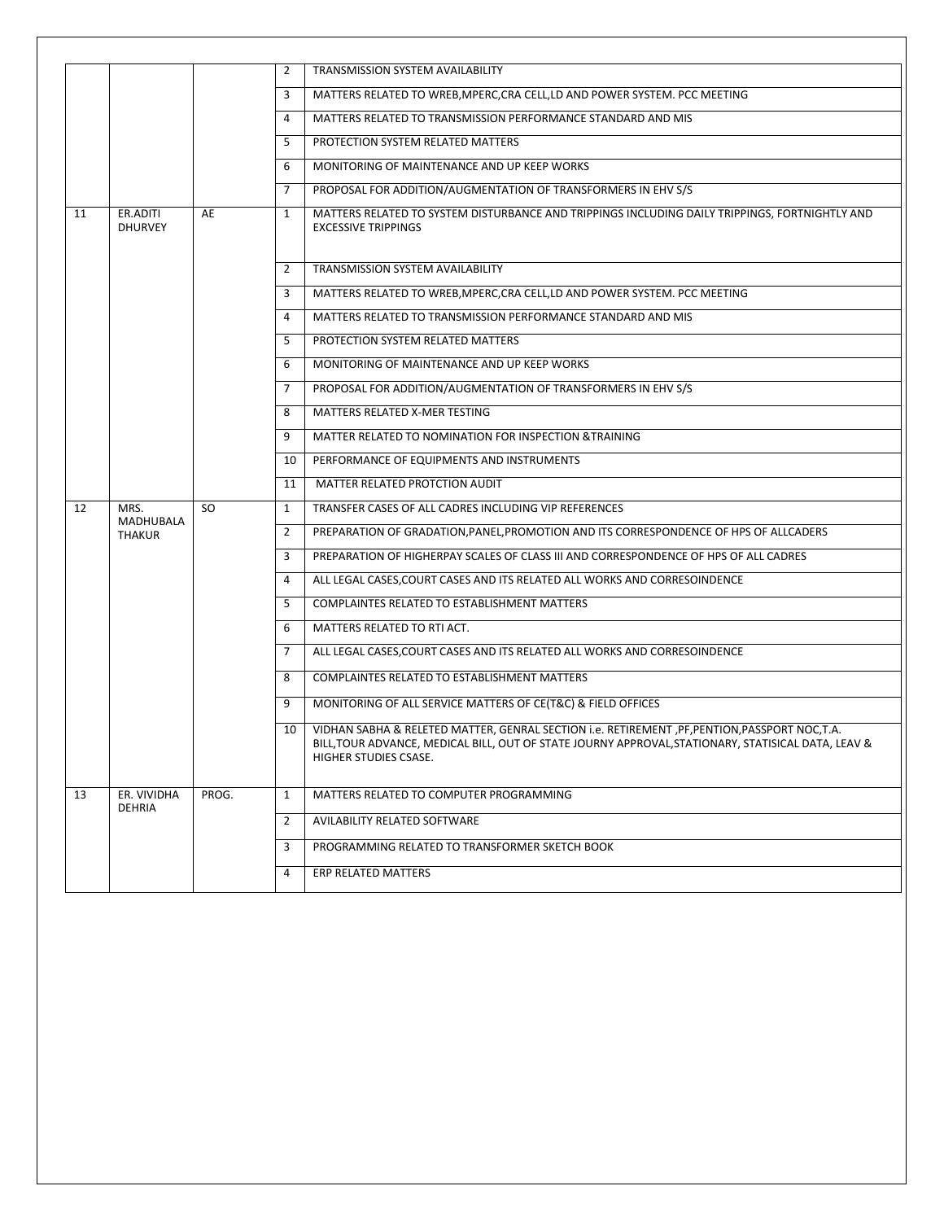| | | | | |
|---|---|---|---|---|
| | | | 2 | TRANSMISSION SYSTEM AVAILABILITY |
| | | | 3 | MATTERS RELATED TO WREB,MPERC,CRA CELL,LD AND POWER SYSTEM. PCC MEETING |
| | | | 4 | MATTERS RELATED TO TRANSMISSION PERFORMANCE STANDARD AND MIS |
| | | | 5 | PROTECTION SYSTEM RELATED MATTERS |
| | | | 6 | MONITORING OF MAINTENANCE AND UP KEEP WORKS |
| | | | 7 | PROPOSAL FOR ADDITION/AUGMENTATION OF TRANSFORMERS IN EHV S/S |
| 11 | ER.ADITI DHURVEY | AE | 1 | MATTERS RELATED TO SYSTEM DISTURBANCE AND TRIPPINGS INCLUDING DAILY TRIPPINGS, FORTNIGHTLY AND EXCESSIVE TRIPPINGS |
| | | | 2 | TRANSMISSION SYSTEM AVAILABILITY |
| | | | 3 | MATTERS RELATED TO WREB,MPERC,CRA CELL,LD AND POWER SYSTEM. PCC MEETING |
| | | | 4 | MATTERS RELATED TO TRANSMISSION PERFORMANCE STANDARD AND MIS |
| | | | 5 | PROTECTION SYSTEM RELATED MATTERS |
| | | | 6 | MONITORING OF MAINTENANCE AND UP KEEP WORKS |
| | | | 7 | PROPOSAL FOR ADDITION/AUGMENTATION OF TRANSFORMERS IN EHV S/S |
| | | | 8 | MATTERS RELATED X-MER TESTING |
| | | | 9 | MATTER RELATED TO NOMINATION FOR INSPECTION &TRAINING |
| | | | 10 | PERFORMANCE OF EQUIPMENTS AND INSTRUMENTS |
| | | | 11 | MATTER RELATED PROTCTION AUDIT |
| 12 | MRS. MADHUBALA THAKUR | SO | 1 | TRANSFER CASES OF ALL CADRES INCLUDING VIP REFERENCES |
| | | | 2 | PREPARATION OF GRADATION,PANEL,PROMOTION AND ITS CORRESPONDENCE OF HPS OF ALLCADERS |
| | | | 3 | PREPARATION OF HIGHERPAY SCALES OF CLASS III AND CORRESPONDENCE OF HPS OF ALL CADRES |
| | | | 4 | ALL LEGAL CASES,COURT CASES AND ITS RELATED ALL WORKS AND CORRESOINDENCE |
| | | | 5 | COMPLAINTES RELATED TO ESTABLISHMENT MATTERS |
| | | | 6 | MATTERS RELATED TO RTI ACT. |
| | | | 7 | ALL LEGAL CASES,COURT CASES AND ITS RELATED ALL WORKS AND CORRESOINDENCE |
| | | | 8 | COMPLAINTES RELATED TO ESTABLISHMENT MATTERS |
| | | | 9 | MONITORING OF ALL SERVICE MATTERS OF CE(T&C) & FIELD OFFICES |
| | | | 10 | VIDHAN SABHA & RELETED MATTER, GENRAL SECTION i.e. RETIREMENT ,PF,PENTION,PASSPORT NOC,T.A. BILL,TOUR ADVANCE, MEDICAL BILL, OUT OF STATE JOURNY APPROVAL,STATIONARY, STATISICAL DATA, LEAV & HIGHER STUDIES CSASE. |
| 13 | ER. VIVIDHA DEHRIA | PROG. | 1 | MATTERS RELATED TO COMPUTER PROGRAMMING |
| | | | 2 | AVILABILITY RELATED SOFTWARE |
| | | | 3 | PROGRAMMING RELATED TO TRANSFORMER SKETCH BOOK |
| | | | 4 | ERP RELATED MATTERS |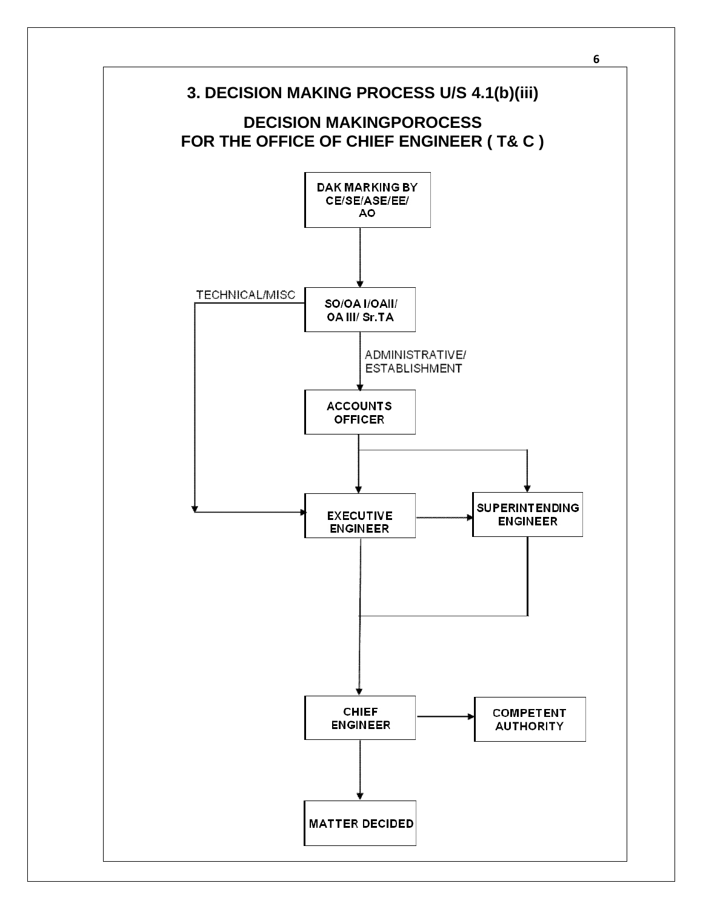# 3. DECISION MAKING PROCESS U/S 4.1(b)(iii)

## DECISION MAKINGPOROCESS
## FOR THE OFFICE OF CHIEF ENGINEER ( T& C )

DAK MARKING BY CE/SE/ASE/EE/ AO

↓

SO/OA I/OAII/ OA III/ Sr.TA

- TECHNICAL/MISC → EXECUTIVE ENGINEER
- ADMINISTRATIVE/ ESTABLISHMENT → ACCOUNTS OFFICER

ACCOUNTS OFFICER → EXECUTIVE ENGINEER / SUPERINTENDING ENGINEER

EXECUTIVE ENGINEER → SUPERINTENDING ENGINEER

EXECUTIVE ENGINEER / SUPERINTENDING ENGINEER → CHIEF ENGINEER

CHIEF ENGINEER → COMPETENT AUTHORITY

CHIEF ENGINEER → MATTER DECIDED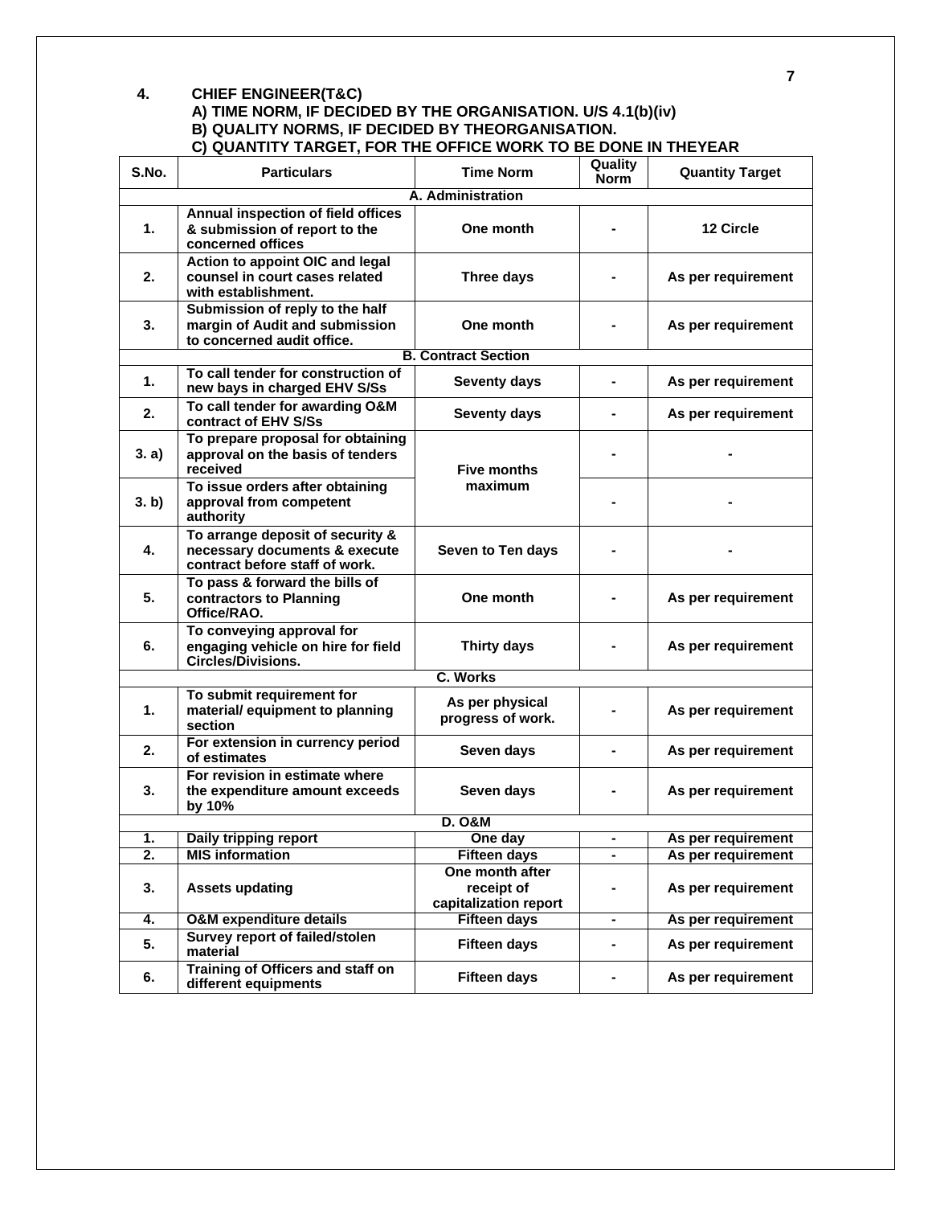## 4. CHIEF ENGINEER(T&C)

**A) TIME NORM, IF DECIDED BY THE ORGANISATION. U/S 4.1(b)(iv)**
**B) QUALITY NORMS, IF DECIDED BY THEORGANISATION.**
**C) QUANTITY TARGET, FOR THE OFFICE WORK TO BE DONE IN THEYEAR**

| S.No. | Particulars | Time Norm | Quality Norm | Quantity Target |
|---|---|---|---|---|
| **A. Administration** | | | | |
| 1. | Annual inspection of field offices & submission of report to the concerned offices | One month | - | 12 Circle |
| 2. | Action to appoint OIC and legal counsel in court cases related with establishment. | Three days | - | As per requirement |
| 3. | Submission of reply to the half margin of Audit and submission to concerned audit office. | One month | - | As per requirement |
| **B. Contract Section** | | | | |
| 1. | To call tender for construction of new bays in charged EHV S/Ss | Seventy days | - | As per requirement |
| 2. | To call tender for awarding O&M contract of EHV S/Ss | Seventy days | - | As per requirement |
| 3. a) | To prepare proposal for obtaining approval on the basis of tenders received | Five months maximum | - | - |
| 3. b) | To issue orders after obtaining approval from competent authority | | - | - |
| 4. | To arrange deposit of security & necessary documents & execute contract before staff of work. | Seven to Ten days | - | - |
| 5. | To pass & forward the bills of contractors to Planning Office/RAO. | One month | - | As per requirement |
| 6. | To conveying approval for engaging vehicle on hire for field Circles/Divisions. | Thirty days | - | As per requirement |
| **C. Works** | | | | |
| 1. | To submit requirement for material/ equipment to planning section | As per physical progress of work. | - | As per requirement |
| 2. | For extension in currency period of estimates | Seven days | - | As per requirement |
| 3. | For revision in estimate where the expenditure amount exceeds by 10% | Seven days | - | As per requirement |
| **D. O&M** | | | | |
| 1. | Daily tripping report | One day | - | As per requirement |
| 2. | MIS information | Fifteen days | - | As per requirement |
| 3. | Assets updating | One month after receipt of capitalization report | - | As per requirement |
| 4. | O&M expenditure details | Fifteen days | - | As per requirement |
| 5. | Survey report of failed/stolen material | Fifteen days | - | As per requirement |
| 6. | Training of Officers and staff on different equipments | Fifteen days | - | As per requirement |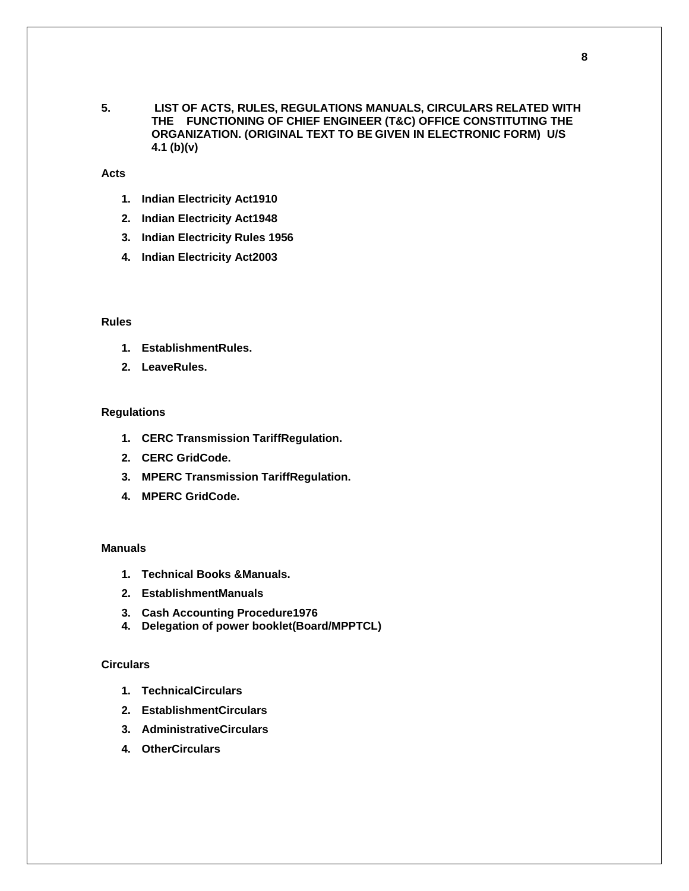## 5. LIST OF ACTS, RULES, REGULATIONS MANUALS, CIRCULARS RELATED WITH THE FUNCTIONING OF CHIEF ENGINEER (T&C) OFFICE CONSTITUTING THE ORGANIZATION. (ORIGINAL TEXT TO BE GIVEN IN ELECTRONIC FORM) U/S 4.1 (b)(v)

**Acts**

1. **Indian Electricity Act1910**
2. **Indian Electricity Act1948**
3. **Indian Electricity Rules 1956**
4. **Indian Electricity Act2003**

**Rules**

1. **EstablishmentRules.**
2. **LeaveRules.**

**Regulations**

1. **CERC Transmission TariffRegulation.**
2. **CERC GridCode.**
3. **MPERC Transmission TariffRegulation.**
4. **MPERC GridCode.**

**Manuals**

1. **Technical Books &Manuals.**
2. **EstablishmentManuals**
3. **Cash Accounting Procedure1976**
4. **Delegation of power booklet(Board/MPPTCL)**

**Circulars**

1. **TechnicalCirculars**
2. **EstablishmentCirculars**
3. **AdministrativeCirculars**
4. **OtherCirculars**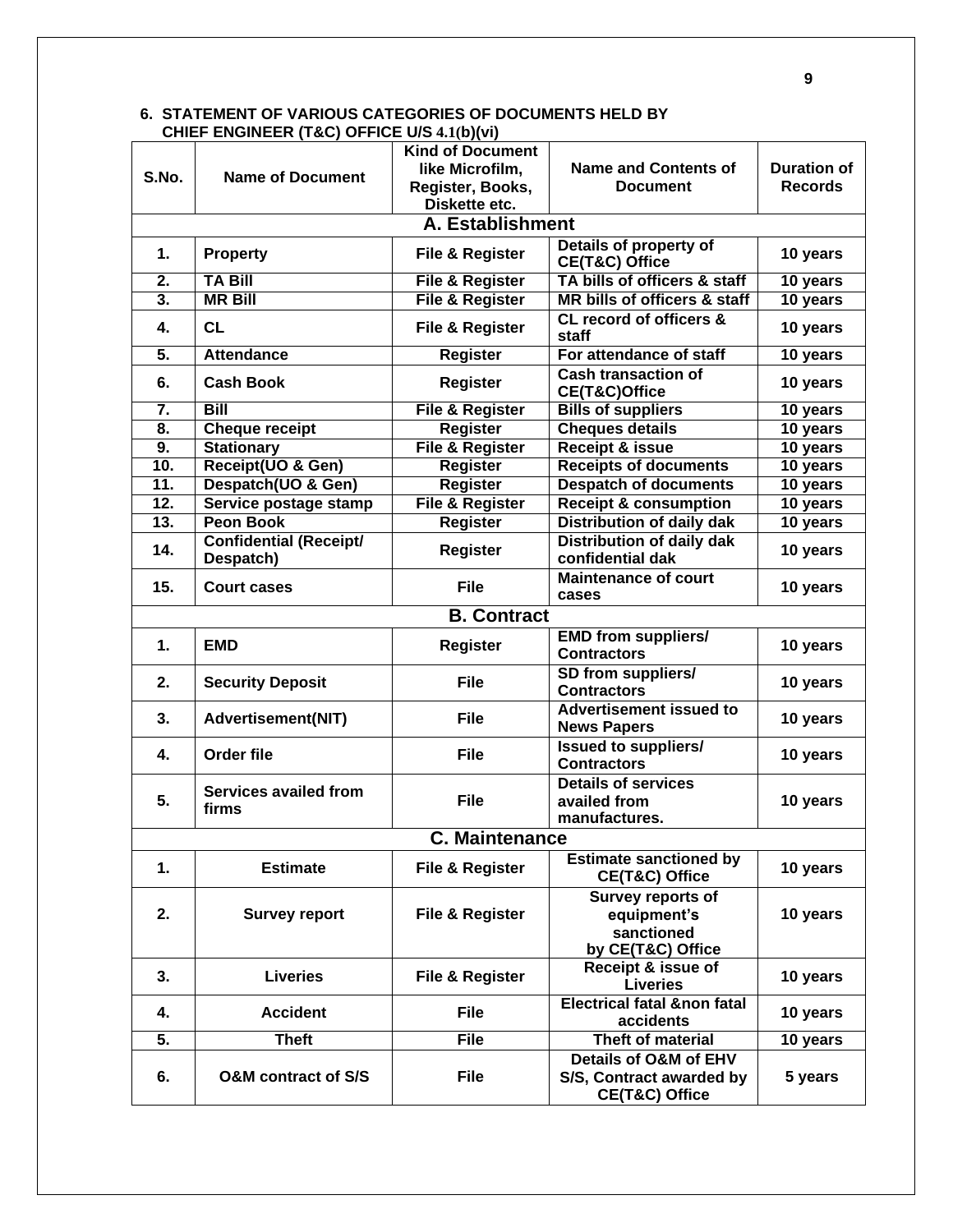**6. STATEMENT OF VARIOUS CATEGORIES OF DOCUMENTS HELD BY CHIEF ENGINEER (T&C) OFFICE U/S 4.1(b)(vi)**

| S.No. | Name of Document | Kind of Document like Microfilm, Register, Books, Diskette etc. | Name and Contents of Document | Duration of Records |
|---|---|---|---|---|
| **A. Establishment** | | | | |
| 1. | Property | File & Register | Details of property of CE(T&C) Office | 10 years |
| 2. | TA Bill | File & Register | TA bills of officers & staff | 10 years |
| 3. | MR Bill | File & Register | MR bills of officers & staff | 10 years |
| 4. | CL | File & Register | CL record of officers & staff | 10 years |
| 5. | Attendance | Register | For attendance of staff | 10 years |
| 6. | Cash Book | Register | Cash transaction of CE(T&C)Office | 10 years |
| 7. | Bill | File & Register | Bills of suppliers | 10 years |
| 8. | Cheque receipt | Register | Cheques details | 10 years |
| 9. | Stationary | File & Register | Receipt & issue | 10 years |
| 10. | Receipt(UO & Gen) | Register | Receipts of documents | 10 years |
| 11. | Despatch(UO & Gen) | Register | Despatch of documents | 10 years |
| 12. | Service postage stamp | File & Register | Receipt & consumption | 10 years |
| 13. | Peon Book | Register | Distribution of daily dak | 10 years |
| 14. | Confidential (Receipt/ Despatch) | Register | Distribution of daily dak confidential dak | 10 years |
| 15. | Court cases | File | Maintenance of court cases | 10 years |
| **B. Contract** | | | | |
| 1. | EMD | Register | EMD from suppliers/ Contractors | 10 years |
| 2. | Security Deposit | File | SD from suppliers/ Contractors | 10 years |
| 3. | Advertisement(NIT) | File | Advertisement issued to News Papers | 10 years |
| 4. | Order file | File | Issued to suppliers/ Contractors | 10 years |
| 5. | Services availed from firms | File | Details of services availed from manufactures. | 10 years |
| **C. Maintenance** | | | | |
| 1. | Estimate | File & Register | Estimate sanctioned by CE(T&C) Office | 10 years |
| 2. | Survey report | File & Register | Survey reports of equipment's sanctioned by CE(T&C) Office | 10 years |
| 3. | Liveries | File & Register | Receipt & issue of Liveries | 10 years |
| 4. | Accident | File | Electrical fatal &non fatal accidents | 10 years |
| 5. | Theft | File | Theft of material | 10 years |
| 6. | O&M contract of S/S | File | Details of O&M of EHV S/S, Contract awarded by CE(T&C) Office | 5 years |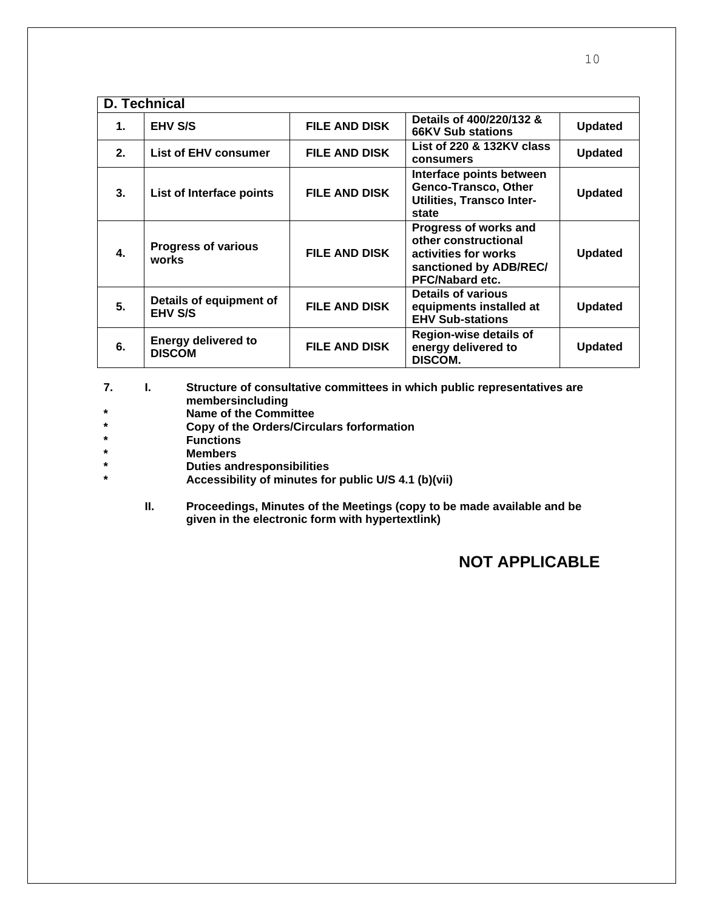| D. Technical | | | | |
|---|---|---|---|---|
| **1.** | **EHV S/S** | **FILE AND DISK** | **Details of 400/220/132 & 66KV Sub stations** | **Updated** |
| **2.** | **List of EHV consumer** | **FILE AND DISK** | **List of 220 & 132KV class consumers** | **Updated** |
| **3.** | **List of Interface points** | **FILE AND DISK** | **Interface points between Genco-Transco, Other Utilities, Transco Inter-state** | **Updated** |
| **4.** | **Progress of various works** | **FILE AND DISK** | **Progress of works and other constructional activities for works sanctioned by ADB/REC/ PFC/Nabard etc.** | **Updated** |
| **5.** | **Details of equipment of EHV S/S** | **FILE AND DISK** | **Details of various equipments installed at EHV Sub-stations** | **Updated** |
| **6.** | **Energy delivered to DISCOM** | **FILE AND DISK** | **Region-wise details of energy delivered to DISCOM.** | **Updated** |

**7. I. Structure of consultative committees in which public representatives are membersincluding**

- **Name of the Committee**
- **Copy of the Orders/Circulars forformation**
- **Functions**
- **Members**
- **Duties andresponsibilities**
- **Accessibility of minutes for public U/S 4.1 (b)(vii)**

**II. Proceedings, Minutes of the Meetings (copy to be made available and be given in the electronic form with hypertextlink)**

**NOT APPLICABLE**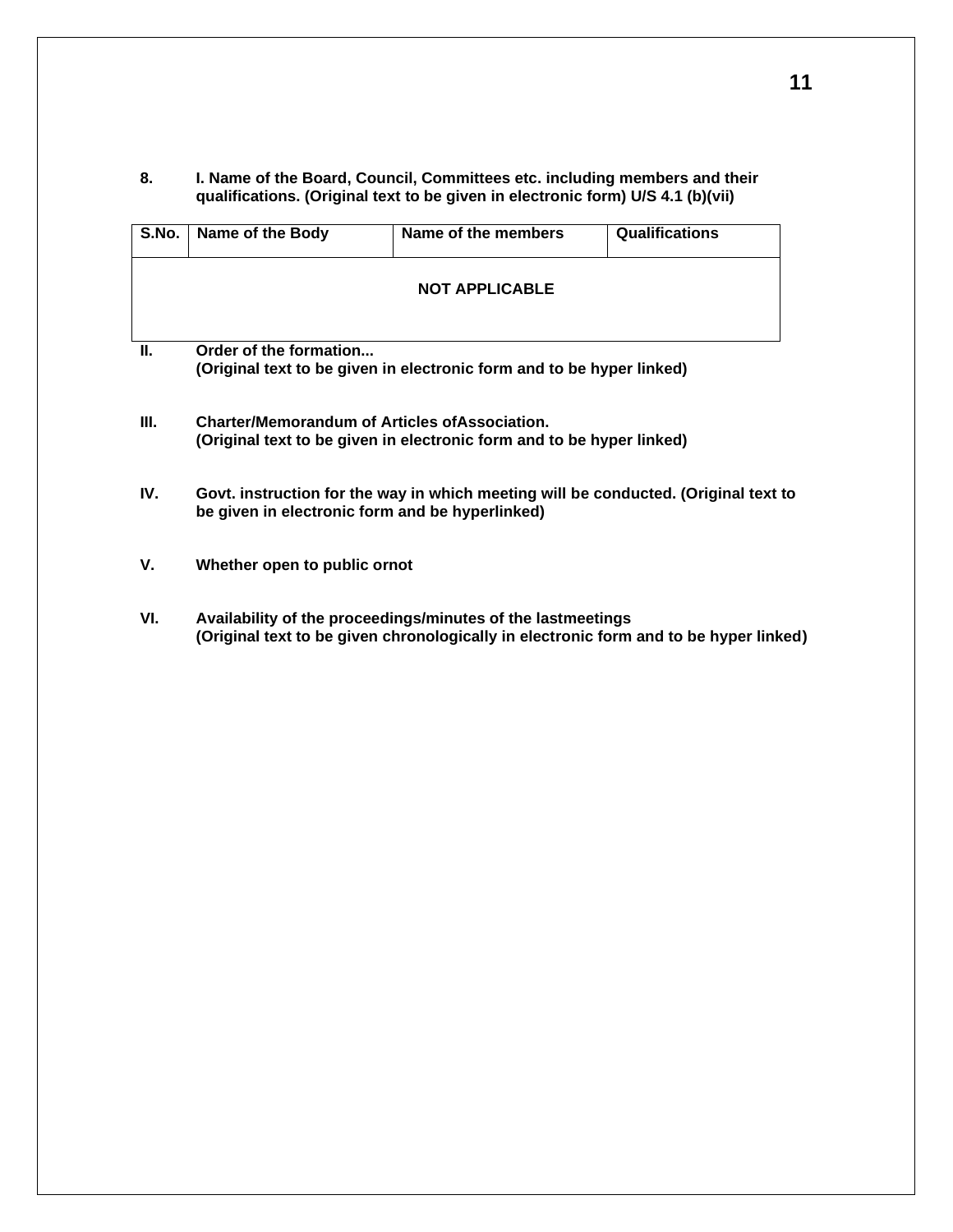**8. I. Name of the Board, Council, Committees etc. including members and their qualifications. (Original text to be given in electronic form) U/S 4.1 (b)(vii)**

| S.No. | Name of the Body | Name of the members | Qualifications |
|---|---|---|---|
| | | **NOT APPLICABLE** | |

**II. Order of the formation...**
**(Original text to be given in electronic form and to be hyper linked)**

**III. Charter/Memorandum of Articles ofAssociation.**
**(Original text to be given in electronic form and to be hyper linked)**

**IV. Govt. instruction for the way in which meeting will be conducted. (Original text to be given in electronic form and be hyperlinked)**

**V. Whether open to public ornot**

**VI. Availability of the proceedings/minutes of the lastmeetings**
**(Original text to be given chronologically in electronic form and to be hyper linked)**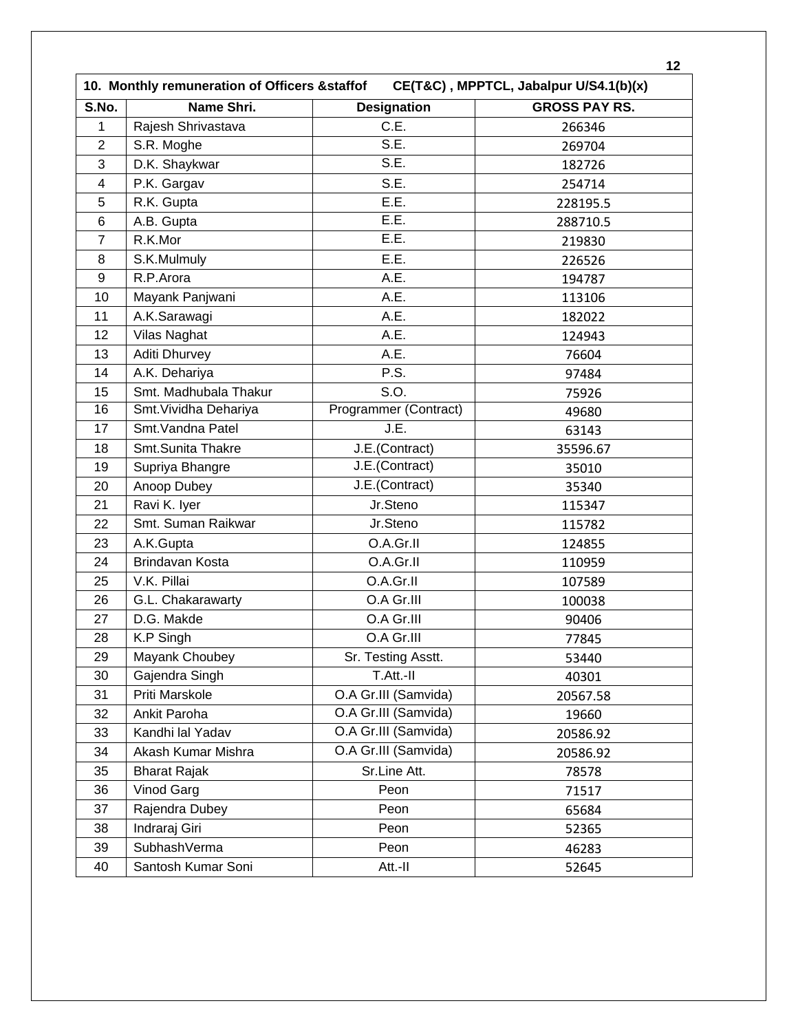| 10. Monthly remuneration of Officers &staffof CE(T&C) , MPPTCL, Jabalpur U/S4.1(b)(x) | | | |
|---|---|---|---|
| **S.No.** | **Name Shri.** | **Designation** | **GROSS PAY RS.** |
| 1 | Rajesh Shrivastava | C.E. | 266346 |
| 2 | S.R. Moghe | S.E. | 269704 |
| 3 | D.K. Shaykwar | S.E. | 182726 |
| 4 | P.K. Gargav | S.E. | 254714 |
| 5 | R.K. Gupta | E.E. | 228195.5 |
| 6 | A.B. Gupta | E.E. | 288710.5 |
| 7 | R.K.Mor | E.E. | 219830 |
| 8 | S.K.Mulmuly | E.E. | 226526 |
| 9 | R.P.Arora | A.E. | 194787 |
| 10 | Mayank Panjwani | A.E. | 113106 |
| 11 | A.K.Sarawagi | A.E. | 182022 |
| 12 | Vilas Naghat | A.E. | 124943 |
| 13 | Aditi Dhurvey | A.E. | 76604 |
| 14 | A.K. Dehariya | P.S. | 97484 |
| 15 | Smt. Madhubala Thakur | S.O. | 75926 |
| 16 | Smt.Vividha Dehariya | Programmer (Contract) | 49680 |
| 17 | Smt.Vandna Patel | J.E. | 63143 |
| 18 | Smt.Sunita Thakre | J.E.(Contract) | 35596.67 |
| 19 | Supriya Bhangre | J.E.(Contract) | 35010 |
| 20 | Anoop Dubey | J.E.(Contract) | 35340 |
| 21 | Ravi K. Iyer | Jr.Steno | 115347 |
| 22 | Smt. Suman Raikwar | Jr.Steno | 115782 |
| 23 | A.K.Gupta | O.A.Gr.II | 124855 |
| 24 | Brindavan Kosta | O.A.Gr.II | 110959 |
| 25 | V.K. Pillai | O.A.Gr.II | 107589 |
| 26 | G.L. Chakarawarty | O.A Gr.III | 100038 |
| 27 | D.G. Makde | O.A Gr.III | 90406 |
| 28 | K.P Singh | O.A Gr.III | 77845 |
| 29 | Mayank Choubey | Sr. Testing Asstt. | 53440 |
| 30 | Gajendra Singh | T.Att.-II | 40301 |
| 31 | Priti Marskole | O.A Gr.III (Samvida) | 20567.58 |
| 32 | Ankit Paroha | O.A Gr.III (Samvida) | 19660 |
| 33 | Kandhi lal Yadav | O.A Gr.III (Samvida) | 20586.92 |
| 34 | Akash Kumar Mishra | O.A Gr.III (Samvida) | 20586.92 |
| 35 | Bharat Rajak | Sr.Line Att. | 78578 |
| 36 | Vinod Garg | Peon | 71517 |
| 37 | Rajendra Dubey | Peon | 65684 |
| 38 | Indraraj Giri | Peon | 52365 |
| 39 | SubhashVerma | Peon | 46283 |
| 40 | Santosh Kumar Soni | Att.-II | 52645 |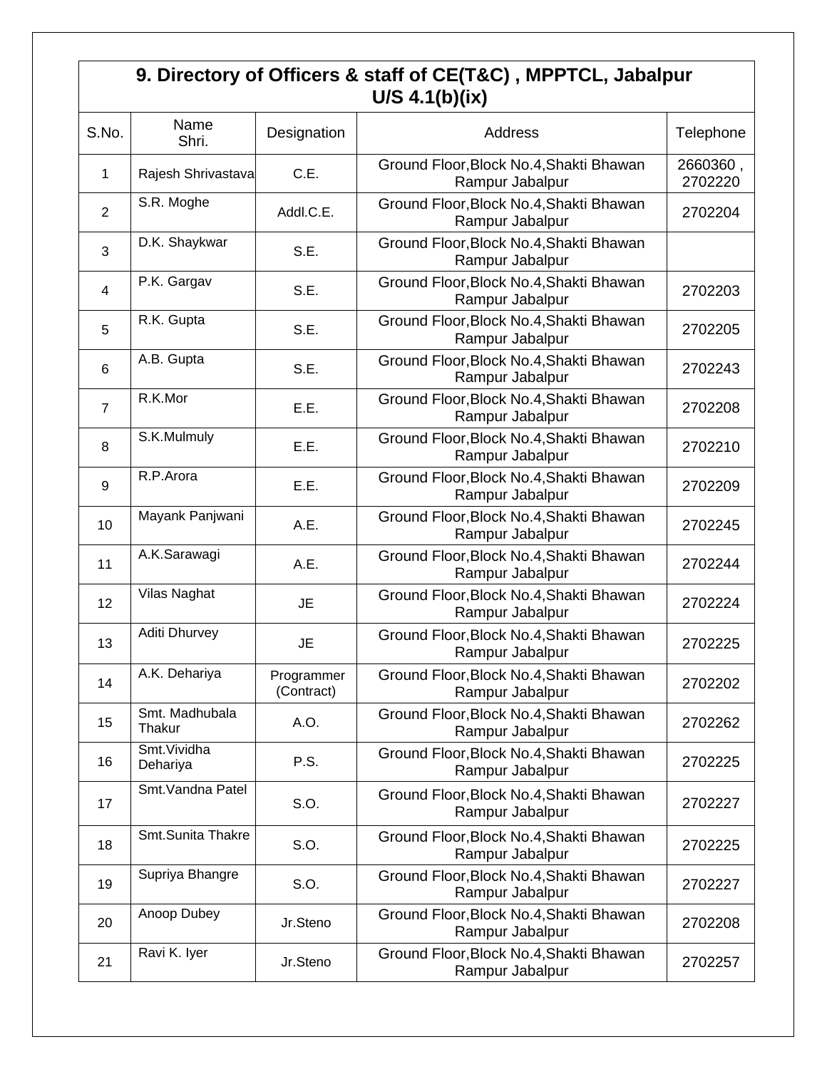## 9. Directory of Officers & staff of CE(T&C) , MPPTCL, Jabalpur U/S 4.1(b)(ix)

| S.No. | Name Shri. | Designation | Address | Telephone |
|---|---|---|---|---|
| 1 | Rajesh Shrivastava | C.E. | Ground Floor,Block No.4,Shakti Bhawan Rampur Jabalpur | 2660360 , 2702220 |
| 2 | S.R. Moghe | Addl.C.E. | Ground Floor,Block No.4,Shakti Bhawan Rampur Jabalpur | 2702204 |
| 3 | D.K. Shaykwar | S.E. | Ground Floor,Block No.4,Shakti Bhawan Rampur Jabalpur | |
| 4 | P.K. Gargav | S.E. | Ground Floor,Block No.4,Shakti Bhawan Rampur Jabalpur | 2702203 |
| 5 | R.K. Gupta | S.E. | Ground Floor,Block No.4,Shakti Bhawan Rampur Jabalpur | 2702205 |
| 6 | A.B. Gupta | S.E. | Ground Floor,Block No.4,Shakti Bhawan Rampur Jabalpur | 2702243 |
| 7 | R.K.Mor | E.E. | Ground Floor,Block No.4,Shakti Bhawan Rampur Jabalpur | 2702208 |
| 8 | S.K.Mulmuly | E.E. | Ground Floor,Block No.4,Shakti Bhawan Rampur Jabalpur | 2702210 |
| 9 | R.P.Arora | E.E. | Ground Floor,Block No.4,Shakti Bhawan Rampur Jabalpur | 2702209 |
| 10 | Mayank Panjwani | A.E. | Ground Floor,Block No.4,Shakti Bhawan Rampur Jabalpur | 2702245 |
| 11 | A.K.Sarawagi | A.E. | Ground Floor,Block No.4,Shakti Bhawan Rampur Jabalpur | 2702244 |
| 12 | Vilas Naghat | JE | Ground Floor,Block No.4,Shakti Bhawan Rampur Jabalpur | 2702224 |
| 13 | Aditi Dhurvey | JE | Ground Floor,Block No.4,Shakti Bhawan Rampur Jabalpur | 2702225 |
| 14 | A.K. Dehariya | Programmer (Contract) | Ground Floor,Block No.4,Shakti Bhawan Rampur Jabalpur | 2702202 |
| 15 | Smt. Madhubala Thakur | A.O. | Ground Floor,Block No.4,Shakti Bhawan Rampur Jabalpur | 2702262 |
| 16 | Smt.Vividha Dehariya | P.S. | Ground Floor,Block No.4,Shakti Bhawan Rampur Jabalpur | 2702225 |
| 17 | Smt.Vandna Patel | S.O. | Ground Floor,Block No.4,Shakti Bhawan Rampur Jabalpur | 2702227 |
| 18 | Smt.Sunita Thakre | S.O. | Ground Floor,Block No.4,Shakti Bhawan Rampur Jabalpur | 2702225 |
| 19 | Supriya Bhangre | S.O. | Ground Floor,Block No.4,Shakti Bhawan Rampur Jabalpur | 2702227 |
| 20 | Anoop Dubey | Jr.Steno | Ground Floor,Block No.4,Shakti Bhawan Rampur Jabalpur | 2702208 |
| 21 | Ravi K. Iyer | Jr.Steno | Ground Floor,Block No.4,Shakti Bhawan Rampur Jabalpur | 2702257 |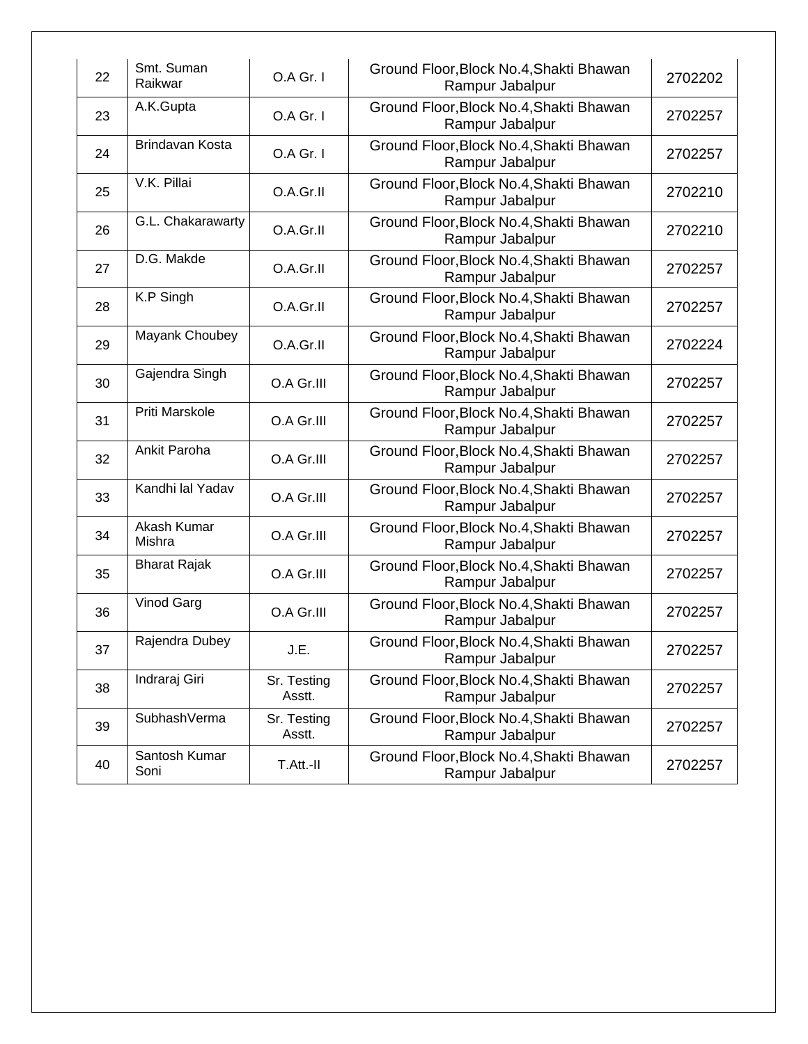| 22 | Smt. Suman Raikwar | O.A Gr. I | Ground Floor,Block No.4,Shakti Bhawan Rampur Jabalpur | 2702202 |
|---|---|---|---|---|
| 23 | A.K.Gupta | O.A Gr. I | Ground Floor,Block No.4,Shakti Bhawan Rampur Jabalpur | 2702257 |
| 24 | Brindavan Kosta | O.A Gr. I | Ground Floor,Block No.4,Shakti Bhawan Rampur Jabalpur | 2702257 |
| 25 | V.K. Pillai | O.A.Gr.II | Ground Floor,Block No.4,Shakti Bhawan Rampur Jabalpur | 2702210 |
| 26 | G.L. Chakarawarty | O.A.Gr.II | Ground Floor,Block No.4,Shakti Bhawan Rampur Jabalpur | 2702210 |
| 27 | D.G. Makde | O.A.Gr.II | Ground Floor,Block No.4,Shakti Bhawan Rampur Jabalpur | 2702257 |
| 28 | K.P Singh | O.A.Gr.II | Ground Floor,Block No.4,Shakti Bhawan Rampur Jabalpur | 2702257 |
| 29 | Mayank Choubey | O.A.Gr.II | Ground Floor,Block No.4,Shakti Bhawan Rampur Jabalpur | 2702224 |
| 30 | Gajendra Singh | O.A Gr.III | Ground Floor,Block No.4,Shakti Bhawan Rampur Jabalpur | 2702257 |
| 31 | Priti Marskole | O.A Gr.III | Ground Floor,Block No.4,Shakti Bhawan Rampur Jabalpur | 2702257 |
| 32 | Ankit Paroha | O.A Gr.III | Ground Floor,Block No.4,Shakti Bhawan Rampur Jabalpur | 2702257 |
| 33 | Kandhi lal Yadav | O.A Gr.III | Ground Floor,Block No.4,Shakti Bhawan Rampur Jabalpur | 2702257 |
| 34 | Akash Kumar Mishra | O.A Gr.III | Ground Floor,Block No.4,Shakti Bhawan Rampur Jabalpur | 2702257 |
| 35 | Bharat Rajak | O.A Gr.III | Ground Floor,Block No.4,Shakti Bhawan Rampur Jabalpur | 2702257 |
| 36 | Vinod Garg | O.A Gr.III | Ground Floor,Block No.4,Shakti Bhawan Rampur Jabalpur | 2702257 |
| 37 | Rajendra Dubey | J.E. | Ground Floor,Block No.4,Shakti Bhawan Rampur Jabalpur | 2702257 |
| 38 | Indraraj Giri | Sr. Testing Asstt. | Ground Floor,Block No.4,Shakti Bhawan Rampur Jabalpur | 2702257 |
| 39 | SubhashVerma | Sr. Testing Asstt. | Ground Floor,Block No.4,Shakti Bhawan Rampur Jabalpur | 2702257 |
| 40 | Santosh Kumar Soni | T.Att.-II | Ground Floor,Block No.4,Shakti Bhawan Rampur Jabalpur | 2702257 |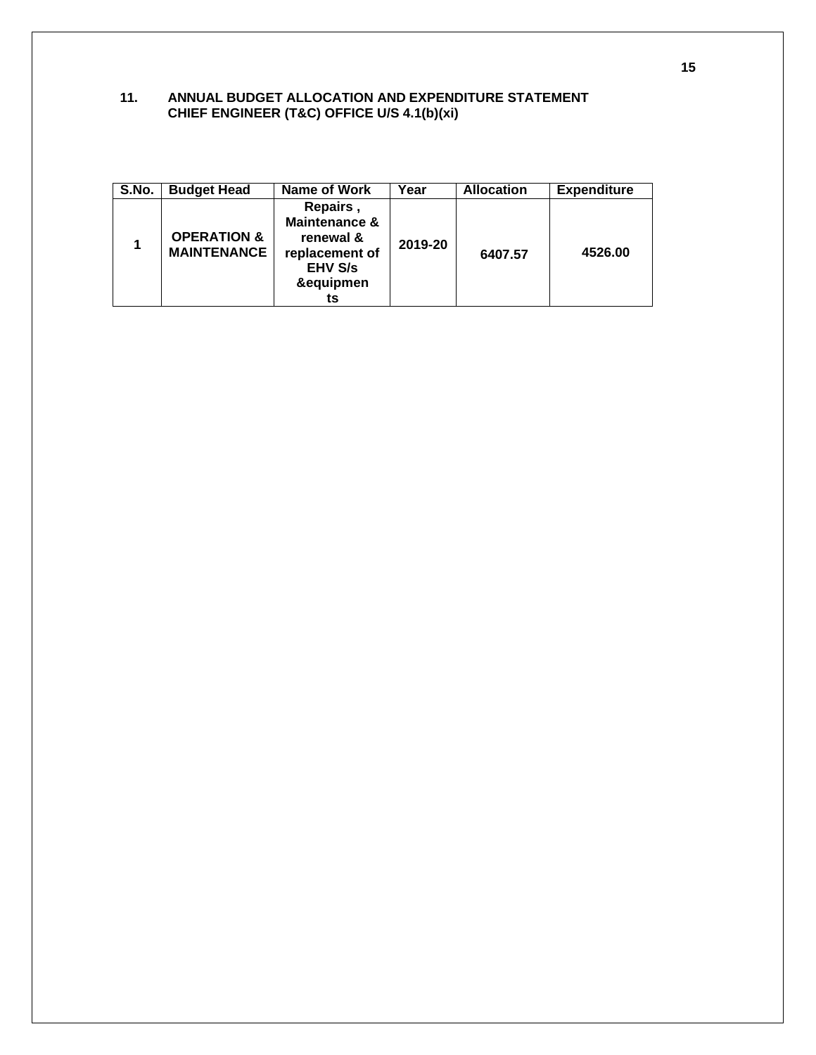## 11. ANNUAL BUDGET ALLOCATION AND EXPENDITURE STATEMENT CHIEF ENGINEER (T&C) OFFICE U/S 4.1(b)(xi)

| S.No. | Budget Head | Name of Work | Year | Allocation | Expenditure |
|---|---|---|---|---|---|
| 1 | OPERATION & MAINTENANCE | Repairs , Maintenance & renewal & replacement of EHV S/s &equipments | 2019-20 | 6407.57 | 4526.00 |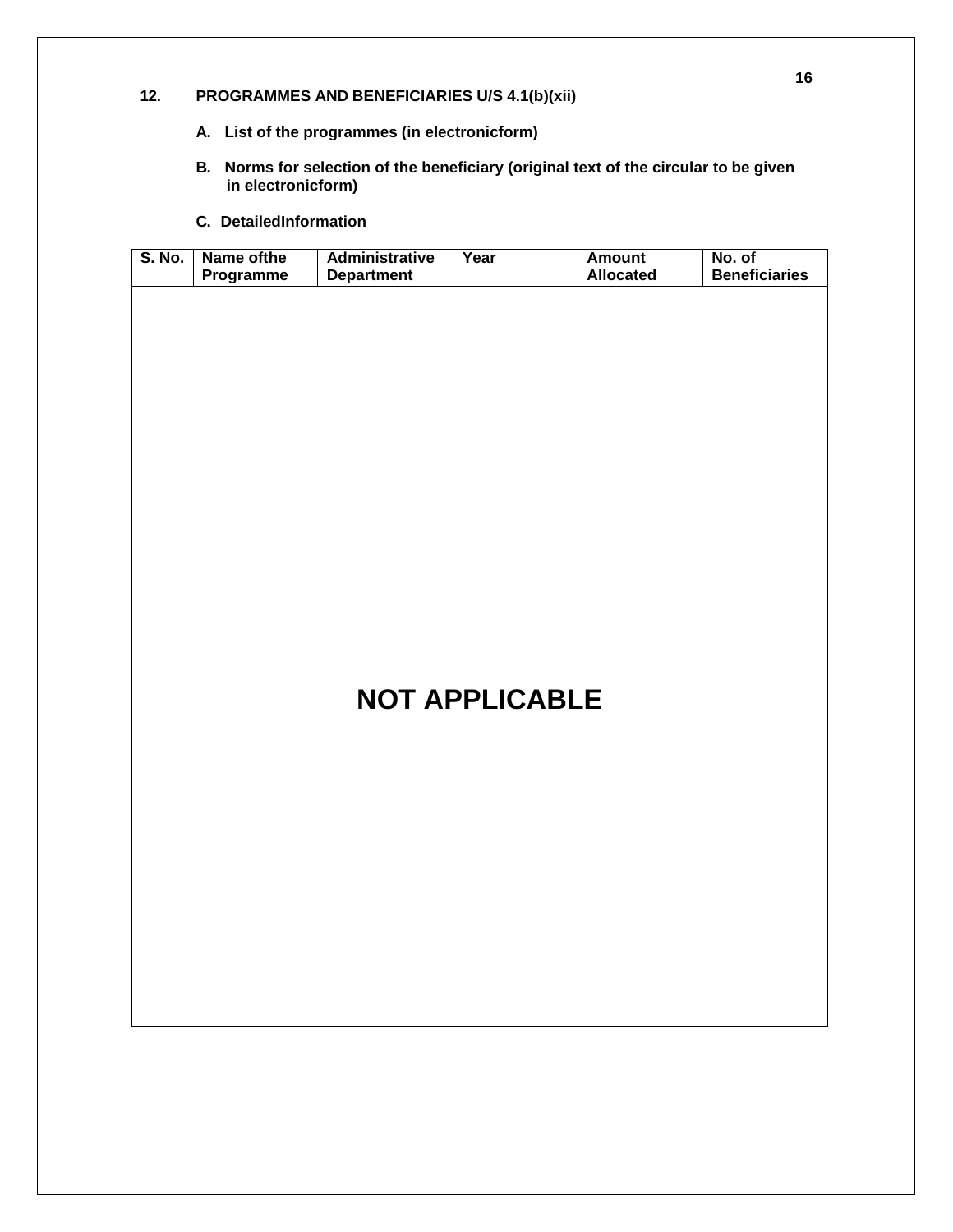## 12. PROGRAMMES AND BENEFICIARIES U/S 4.1(b)(xii)

**A. List of the programmes (in electronicform)**

**B. Norms for selection of the beneficiary (original text of the circular to be given in electronicform)**

**C. DetailedInformation**

| S. No. | Name ofthe Programme | Administrative Department | Year | Amount Allocated | No. of Beneficiaries |
|---|---|---|---|---|---|
| NOT APPLICABLE | | | | | |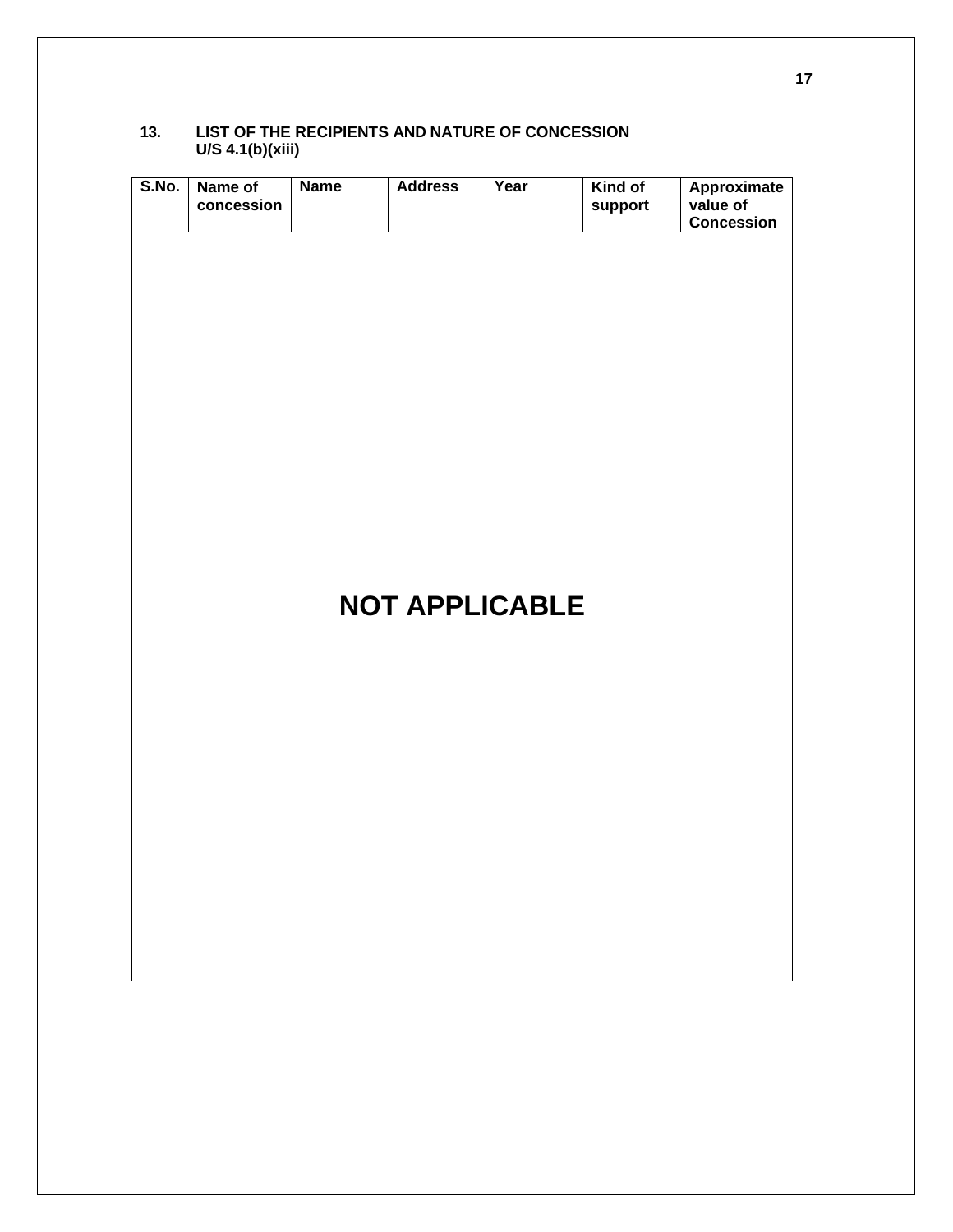## 13. LIST OF THE RECIPIENTS AND NATURE OF CONCESSION U/S 4.1(b)(xiii)

| S.No. | Name of concession | Name | Address | Year | Kind of support | Approximate value of Concession |
|---|---|---|---|---|---|---|

**NOT APPLICABLE**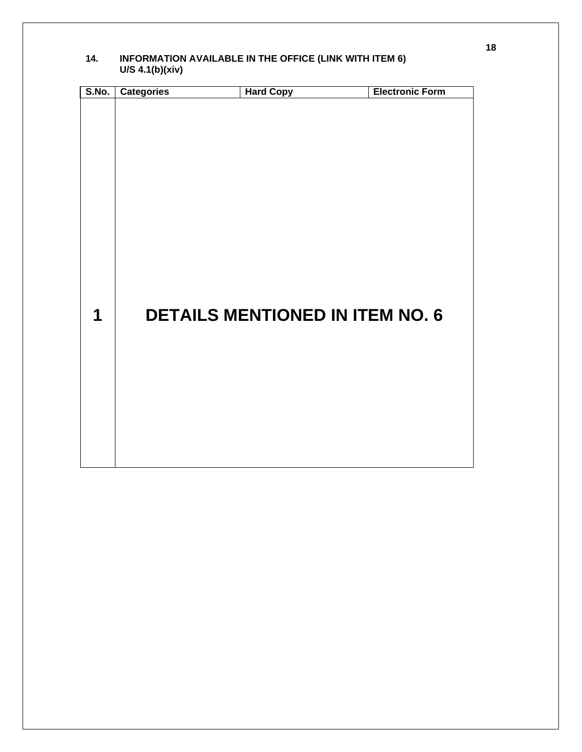**14. INFORMATION AVAILABLE IN THE OFFICE (LINK WITH ITEM 6) U/S 4.1(b)(xiv)**

| S.No. | Categories | Hard Copy | Electronic Form |
|---|---|---|---|
| **1** | **DETAILS MENTIONED IN ITEM NO. 6** | | |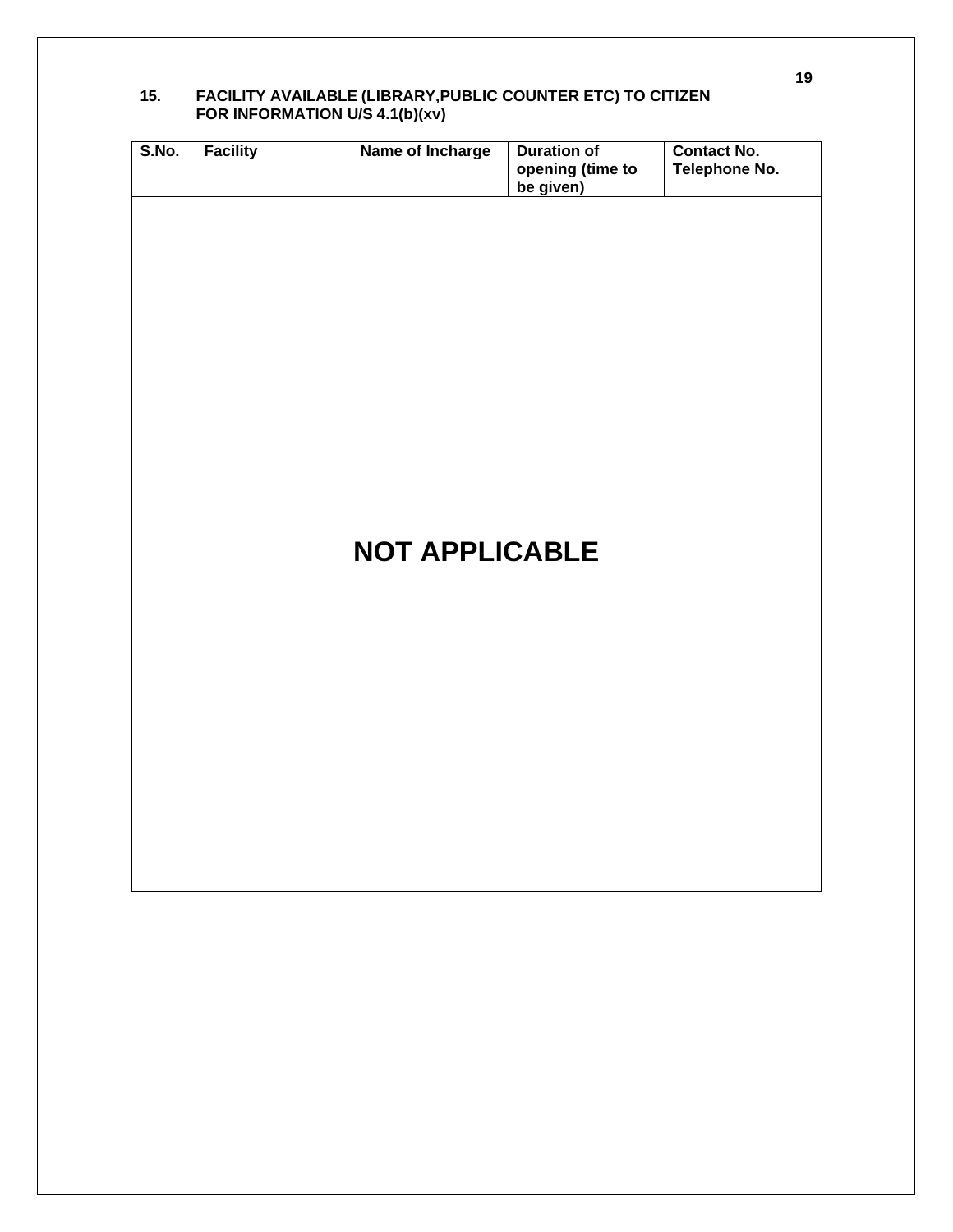## 15. FACILITY AVAILABLE (LIBRARY,PUBLIC COUNTER ETC) TO CITIZEN FOR INFORMATION U/S 4.1(b)(xv)

| S.No. | Facility | Name of Incharge | Duration of opening (time to be given) | Contact No. Telephone No. |
|---|---|---|---|---|

**NOT APPLICABLE**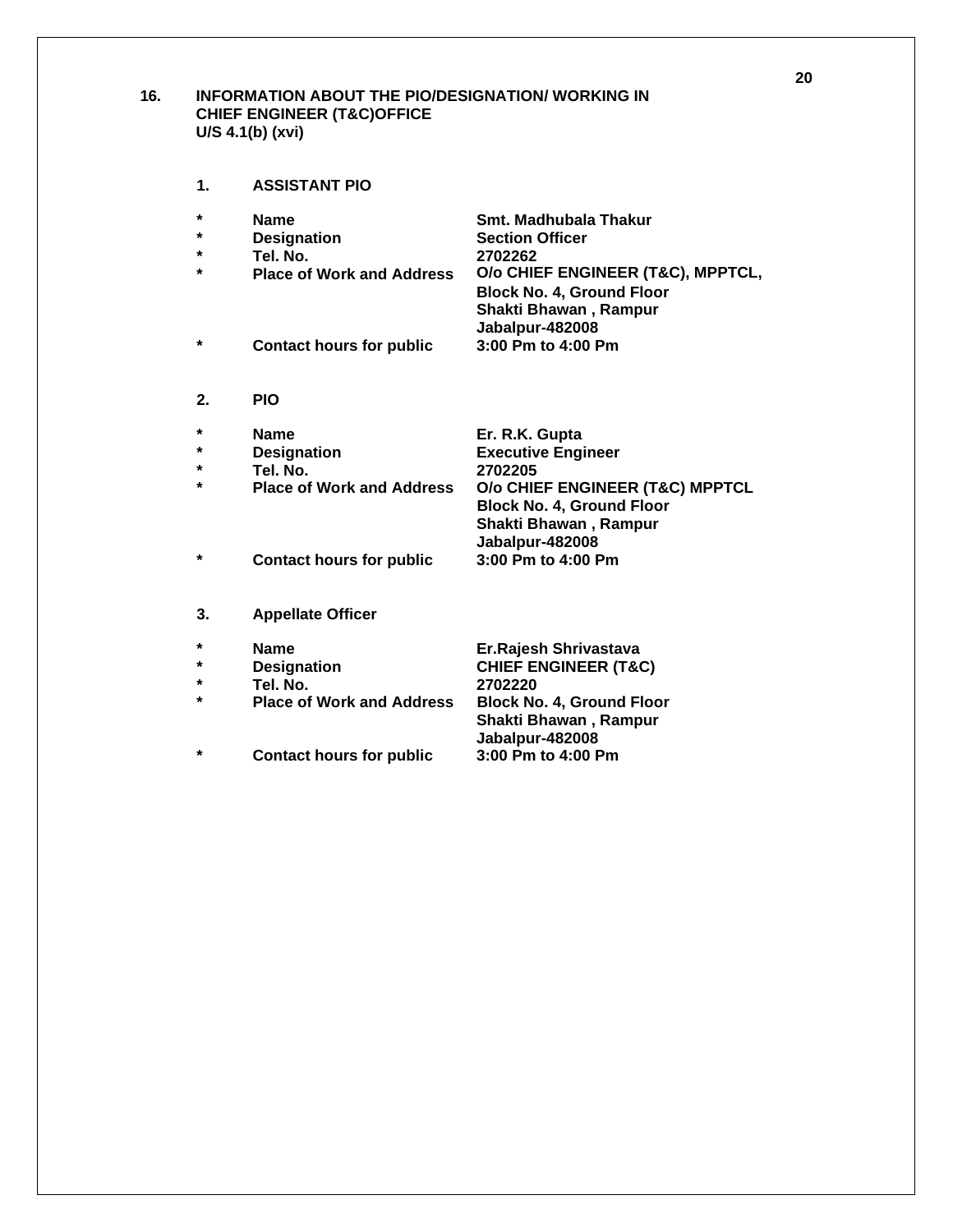## 16. INFORMATION ABOUT THE PIO/DESIGNATION/ WORKING IN CHIEF ENGINEER (T&C)OFFICE U/S 4.1(b) (xvi)

### 1. ASSISTANT PIO

- **Name**: **Smt. Madhubala Thakur**
- **Designation**: **Section Officer**
- **Tel. No.**: **2702262**
- **Place of Work and Address**: **O/o CHIEF ENGINEER (T&C), MPPTCL, Block No. 4, Ground Floor Shakti Bhawan , Rampur Jabalpur-482008**
- **Contact hours for public**: **3:00 Pm to 4:00 Pm**

### 2. PIO

- **Name**: **Er. R.K. Gupta**
- **Designation**: **Executive Engineer**
- **Tel. No.**: **2702205**
- **Place of Work and Address**: **O/o CHIEF ENGINEER (T&C) MPPTCL Block No. 4, Ground Floor Shakti Bhawan , Rampur Jabalpur-482008**
- **Contact hours for public**: **3:00 Pm to 4:00 Pm**

### 3. Appellate Officer

- **Name**: **Er.Rajesh Shrivastava**
- **Designation**: **CHIEF ENGINEER (T&C)**
- **Tel. No.**: **2702220**
- **Place of Work and Address**: **Block No. 4, Ground Floor Shakti Bhawan , Rampur Jabalpur-482008**
- **Contact hours for public**: **3:00 Pm to 4:00 Pm**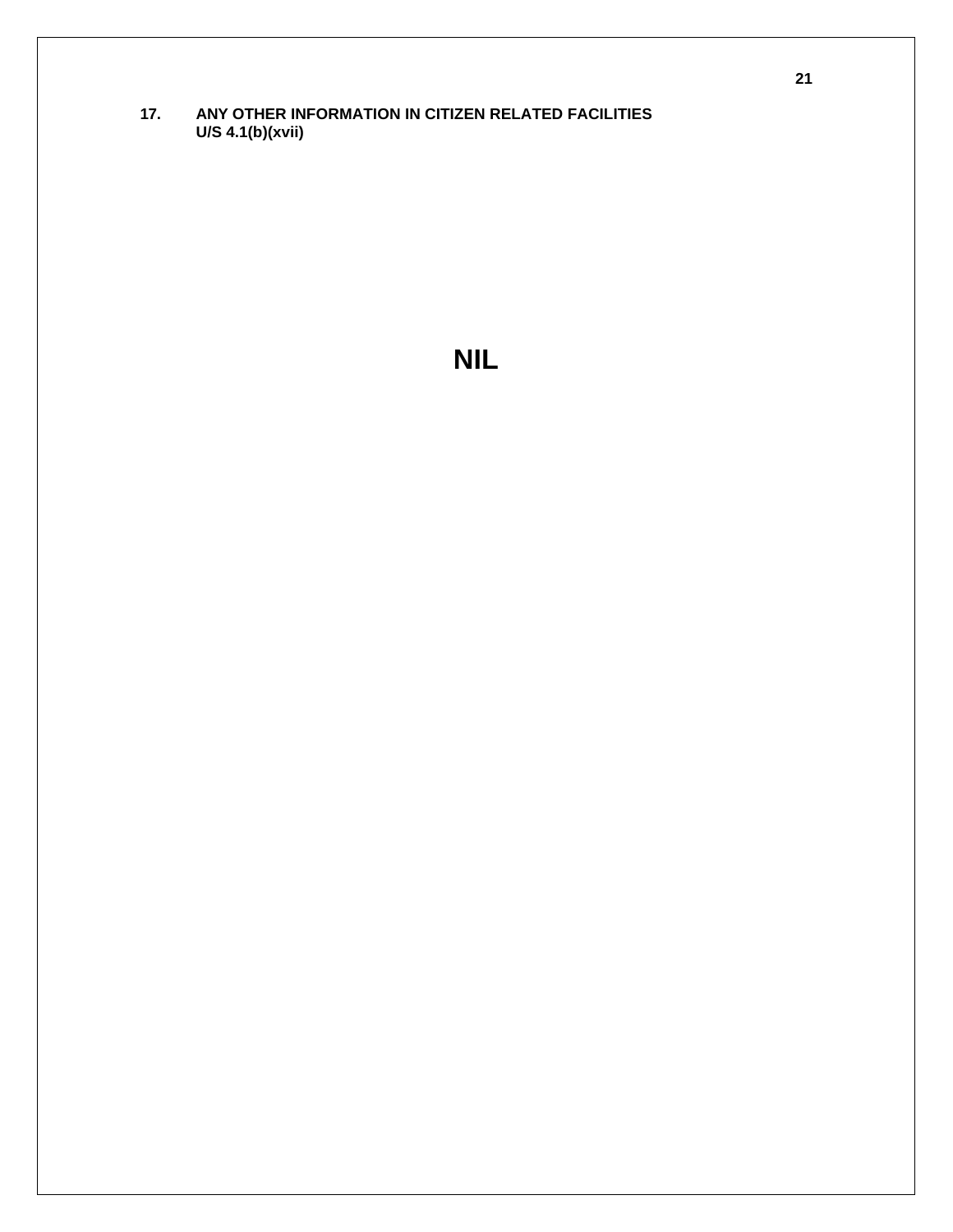## 17. ANY OTHER INFORMATION IN CITIZEN RELATED FACILITIES U/S 4.1(b)(xvii)

**NIL**